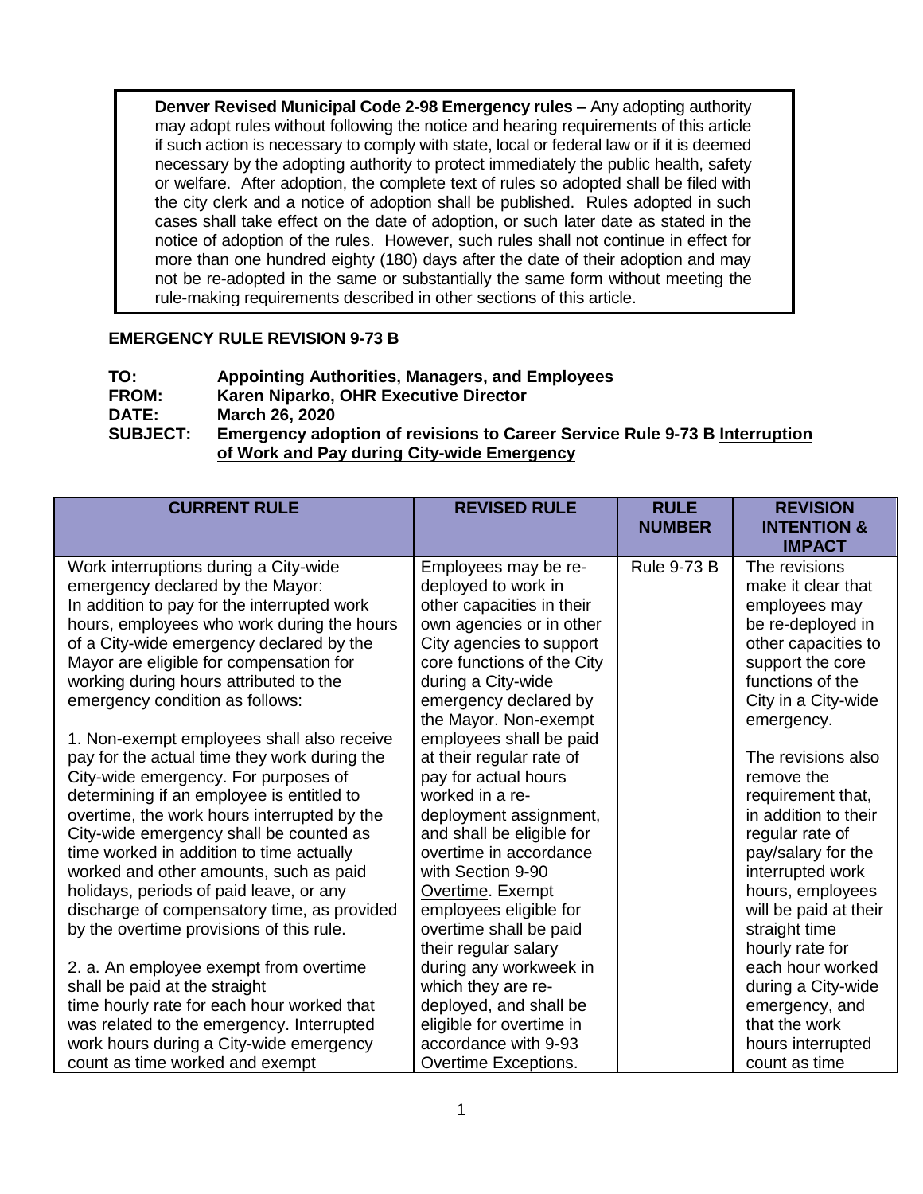> **Denver Revised Municipal Code 2-98 Emergency rules –** Any adopting authority may adopt rules without following the notice and hearing requirements of this article if such action is necessary to comply with state, local or federal law or if it is deemed necessary by the adopting authority to protect immediately the public health, safety or welfare. After adoption, the complete text of rules so adopted shall be filed with the city clerk and a notice of adoption shall be published. Rules adopted in such cases shall take effect on the date of adoption, or such later date as stated in the notice of adoption of the rules. However, such rules shall not continue in effect for more than one hundred eighty (180) days after the date of their adoption and may not be re-adopted in the same or substantially the same form without meeting the rule-making requirements described in other sections of this article.

**EMERGENCY RULE REVISION 9-73 B**

**TO:** Appointing Authorities, Managers, and Employees
**FROM:** Karen Niparko, OHR Executive Director
**DATE:** March 26, 2020
**SUBJECT:** Emergency adoption of revisions to Career Service Rule 9-73 B Interruption of Work and Pay during City-wide Emergency

| CURRENT RULE | REVISED RULE | RULE NUMBER | REVISION INTENTION & IMPACT |
|---|---|---|---|
| Work interruptions during a City-wide emergency declared by the Mayor: In addition to pay for the interrupted work hours, employees who work during the hours of a City-wide emergency declared by the Mayor are eligible for compensation for working during hours attributed to the emergency condition as follows:<br><br>1. Non-exempt employees shall also receive pay for the actual time they work during the City-wide emergency. For purposes of determining if an employee is entitled to overtime, the work hours interrupted by the City-wide emergency shall be counted as time worked in addition to time actually worked and other amounts, such as paid holidays, periods of paid leave, or any discharge of compensatory time, as provided by the overtime provisions of this rule.<br><br>2. a. An employee exempt from overtime shall be paid at the straight time hourly rate for each hour worked that was related to the emergency. Interrupted work hours during a City-wide emergency count as time worked and exempt | Employees may be re-deployed to work in other capacities in their own agencies or in other City agencies to support core functions of the City during a City-wide emergency declared by the Mayor. Non-exempt employees shall be paid at their regular rate of pay for actual hours worked in a re-deployment assignment, and shall be eligible for overtime in accordance with Section 9-90 Overtime. Exempt employees eligible for overtime shall be paid their regular salary during any workweek in which they are re-deployed, and shall be eligible for overtime in accordance with 9-93 Overtime Exceptions. | Rule 9-73 B | The revisions make it clear that employees may be re-deployed in other capacities to support the core functions of the City in a City-wide emergency.<br><br>The revisions also remove the requirement that, in addition to their regular rate of pay/salary for the interrupted work hours, employees will be paid at their straight time hourly rate for each hour worked during a City-wide emergency, and that the work hours interrupted count as time |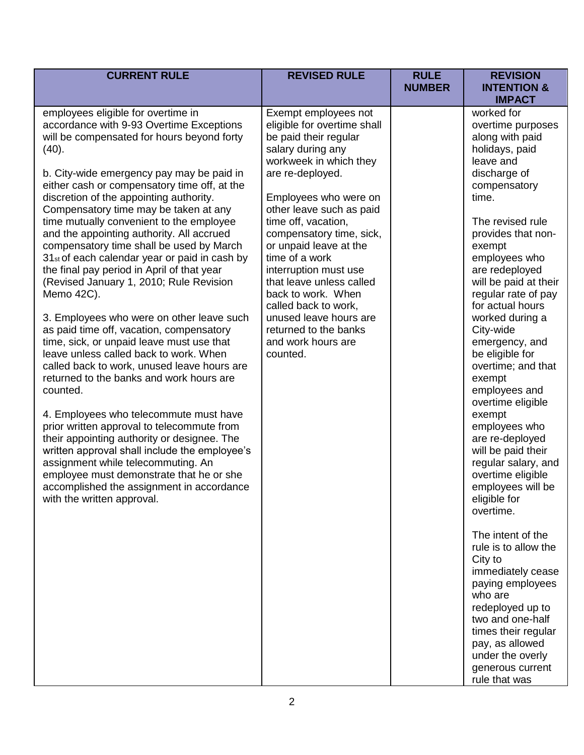| CURRENT RULE | REVISED RULE | RULE NUMBER | REVISION INTENTION & IMPACT |
|---|---|---|---|
| employees eligible for overtime in accordance with 9-93 Overtime Exceptions will be compensated for hours beyond forty (40).<br><br>b. City-wide emergency pay may be paid in either cash or compensatory time off, at the discretion of the appointing authority. Compensatory time may be taken at any time mutually convenient to the employee and the appointing authority. All accrued compensatory time shall be used by March 31st of each calendar year or paid in cash by the final pay period in April of that year (Revised January 1, 2010; Rule Revision Memo 42C).<br><br>3. Employees who were on other leave such as paid time off, vacation, compensatory time, sick, or unpaid leave must use that leave unless called back to work. When called back to work, unused leave hours are returned to the banks and work hours are counted.<br><br>4. Employees who telecommute must have prior written approval to telecommute from their appointing authority or designee. The written approval shall include the employee's assignment while telecommuting. An employee must demonstrate that he or she accomplished the assignment in accordance with the written approval. | Exempt employees not eligible for overtime shall be paid their regular salary during any workweek in which they are re-deployed.<br><br>Employees who were on other leave such as paid time off, vacation, compensatory time, sick, or unpaid leave at the time of a work interruption must use that leave unless called back to work. When called back to work, unused leave hours are returned to the banks and work hours are counted. | | worked for overtime purposes along with paid holidays, paid leave and discharge of compensatory time.<br><br>The revised rule provides that non-exempt employees who are redeployed will be paid at their regular rate of pay for actual hours worked during a City-wide emergency, and be eligible for overtime; and that exempt employees and overtime eligible exempt employees who are re-deployed will be paid their regular salary, and overtime eligible employees will be eligible for overtime.<br><br>The intent of the rule is to allow the City to immediately cease paying employees who are redeployed up to two and one-half times their regular pay, as allowed under the overly generous current rule that was |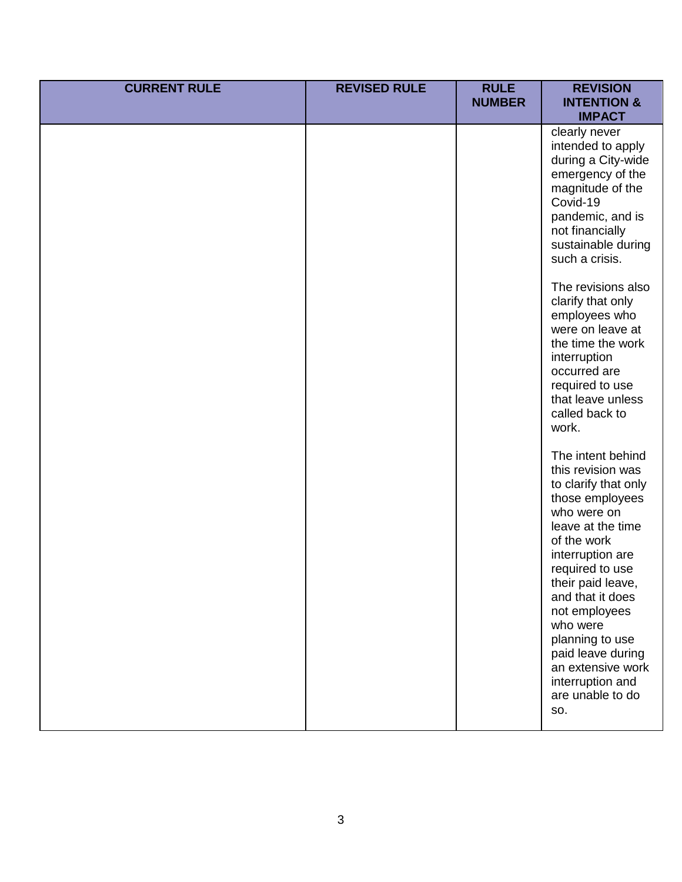| CURRENT RULE | REVISED RULE | RULE NUMBER | REVISION INTENTION & IMPACT |
| --- | --- | --- | --- |
| | | | clearly never intended to apply during a City-wide emergency of the magnitude of the Covid-19 pandemic, and is not financially sustainable during such a crisis.<br><br>The revisions also clarify that only employees who were on leave at the time the work interruption occurred are required to use that leave unless called back to work.<br><br>The intent behind this revision was to clarify that only those employees who were on leave at the time of the work interruption are required to use their paid leave, and that it does not employees who were planning to use paid leave during an extensive work interruption and are unable to do so. |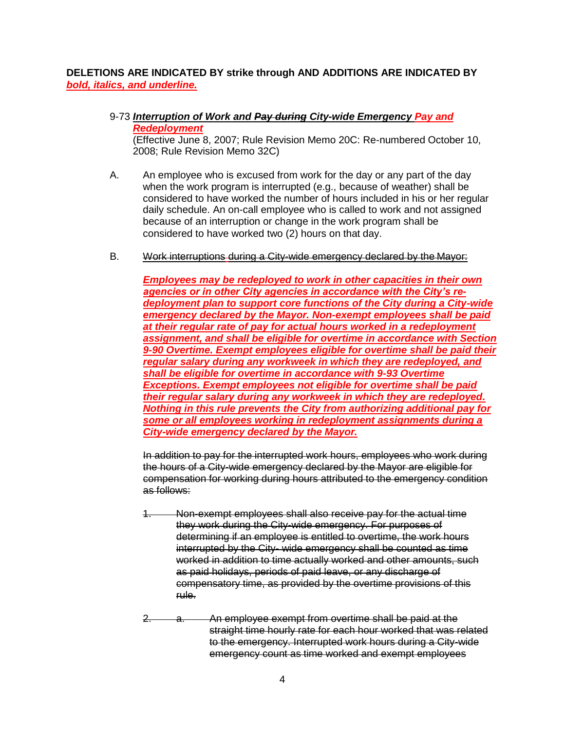**DELETIONS ARE INDICATED BY ~~strike through~~ AND ADDITIONS ARE INDICATED BY <u>***bold, italics, and underline.***</u>**

9-73 <u>***Interruption of Work and ~~Pay during~~ City-wide Emergency Pay and Redeployment***</u>
(Effective June 8, 2007; Rule Revision Memo 20C: Re-numbered October 10, 2008; Rule Revision Memo 32C)

A. An employee who is excused from work for the day or any part of the day when the work program is interrupted (e.g., because of weather) shall be considered to have worked the number of hours included in his or her regular daily schedule. An on-call employee who is called to work and not assigned because of an interruption or change in the work program shall be considered to have worked two (2) hours on that day.

B. ~~Work interruptions during a City-wide emergency declared by the Mayor:~~

<u>***Employees may be redeployed to work in other capacities in their own agencies or in other City agencies in accordance with the City's re-deployment plan to support core functions of the City during a City-wide emergency declared by the Mayor. Non-exempt employees shall be paid at their regular rate of pay for actual hours worked in a redeployment assignment, and shall be eligible for overtime in accordance with Section 9-90 Overtime. Exempt employees eligible for overtime shall be paid their regular salary during any workweek in which they are redeployed, and shall be eligible for overtime in accordance with 9-93 Overtime Exceptions. Exempt employees not eligible for overtime shall be paid their regular salary during any workweek in which they are redeployed. Nothing in this rule prevents the City from authorizing additional pay for some or all employees working in redeployment assignments during a City-wide emergency declared by the Mayor.***</u>

~~In addition to pay for the interrupted work hours, employees who work during the hours of a City-wide emergency declared by the Mayor are eligible for compensation for working during hours attributed to the emergency condition as follows:~~

~~1. Non-exempt employees shall also receive pay for the actual time they work during the City-wide emergency. For purposes of determining if an employee is entitled to overtime, the work hours interrupted by the City- wide emergency shall be counted as time worked in addition to time actually worked and other amounts, such as paid holidays, periods of paid leave, or any discharge of compensatory time, as provided by the overtime provisions of this rule.~~

~~2. a. An employee exempt from overtime shall be paid at the straight time hourly rate for each hour worked that was related to the emergency. Interrupted work hours during a City-wide emergency count as time worked and exempt employees~~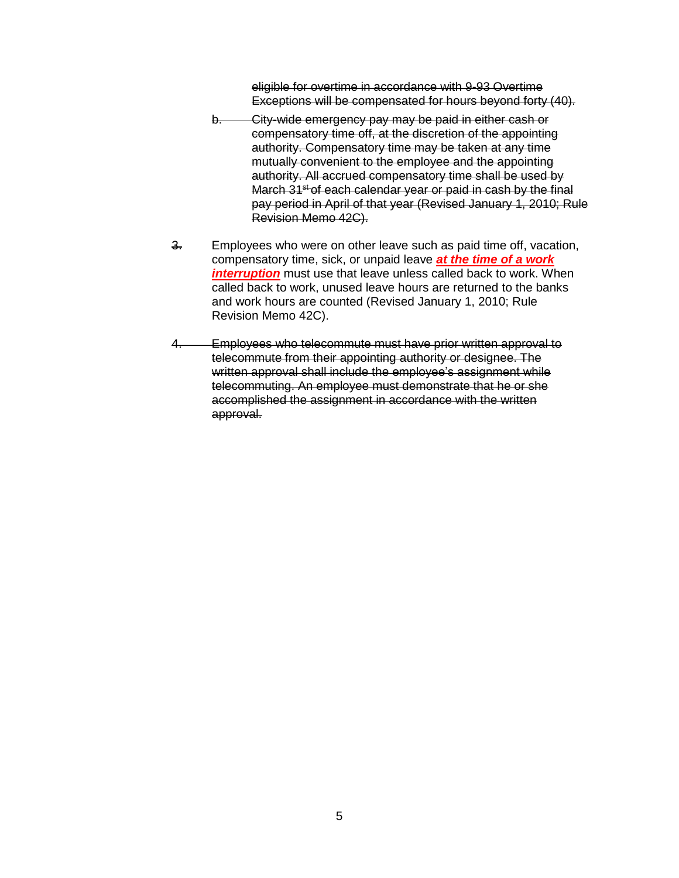~~eligible for overtime in accordance with 9-93 Overtime Exceptions will be compensated for hours beyond forty (40).~~

~~b.~~ ~~City-wide emergency pay may be paid in either cash or compensatory time off, at the discretion of the appointing authority. Compensatory time may be taken at any time mutually convenient to the employee and the appointing authority. All accrued compensatory time shall be used by March 31st of each calendar year or paid in cash by the final pay period in April of that year (Revised January 1, 2010; Rule Revision Memo 42C).~~

~~3.~~ Employees who were on other leave such as paid time off, vacation, compensatory time, sick, or unpaid leave ***<u>at the time of a work interruption</u>*** must use that leave unless called back to work. When called back to work, unused leave hours are returned to the banks and work hours are counted (Revised January 1, 2010; Rule Revision Memo 42C).

~~4.~~ ~~Employees who telecommute must have prior written approval to telecommute from their appointing authority or designee. The written approval shall include the employee's assignment while telecommuting. An employee must demonstrate that he or she accomplished the assignment in accordance with the written approval.~~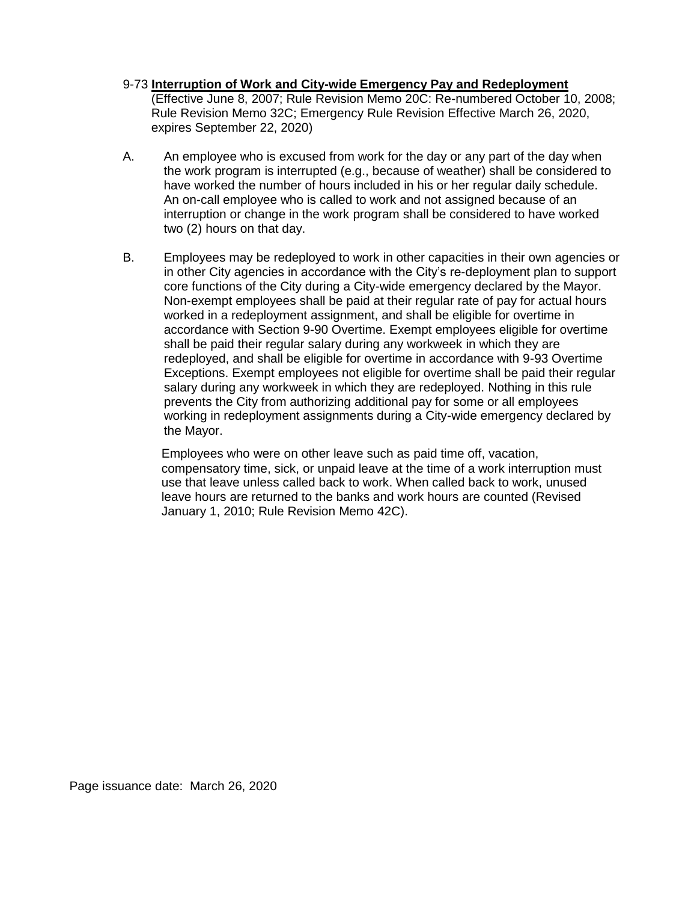9-73 **Interruption of Work and City-wide Emergency Pay and Redeployment**
(Effective June 8, 2007; Rule Revision Memo 20C: Re-numbered October 10, 2008; Rule Revision Memo 32C; Emergency Rule Revision Effective March 26, 2020, expires September 22, 2020)

A. An employee who is excused from work for the day or any part of the day when the work program is interrupted (e.g., because of weather) shall be considered to have worked the number of hours included in his or her regular daily schedule. An on-call employee who is called to work and not assigned because of an interruption or change in the work program shall be considered to have worked two (2) hours on that day.

B. Employees may be redeployed to work in other capacities in their own agencies or in other City agencies in accordance with the City's re-deployment plan to support core functions of the City during a City-wide emergency declared by the Mayor. Non-exempt employees shall be paid at their regular rate of pay for actual hours worked in a redeployment assignment, and shall be eligible for overtime in accordance with Section 9-90 Overtime. Exempt employees eligible for overtime shall be paid their regular salary during any workweek in which they are redeployed, and shall be eligible for overtime in accordance with 9-93 Overtime Exceptions. Exempt employees not eligible for overtime shall be paid their regular salary during any workweek in which they are redeployed. Nothing in this rule prevents the City from authorizing additional pay for some or all employees working in redeployment assignments during a City-wide emergency declared by the Mayor.

Employees who were on other leave such as paid time off, vacation, compensatory time, sick, or unpaid leave at the time of a work interruption must use that leave unless called back to work. When called back to work, unused leave hours are returned to the banks and work hours are counted (Revised January 1, 2010; Rule Revision Memo 42C).

Page issuance date: March 26, 2020